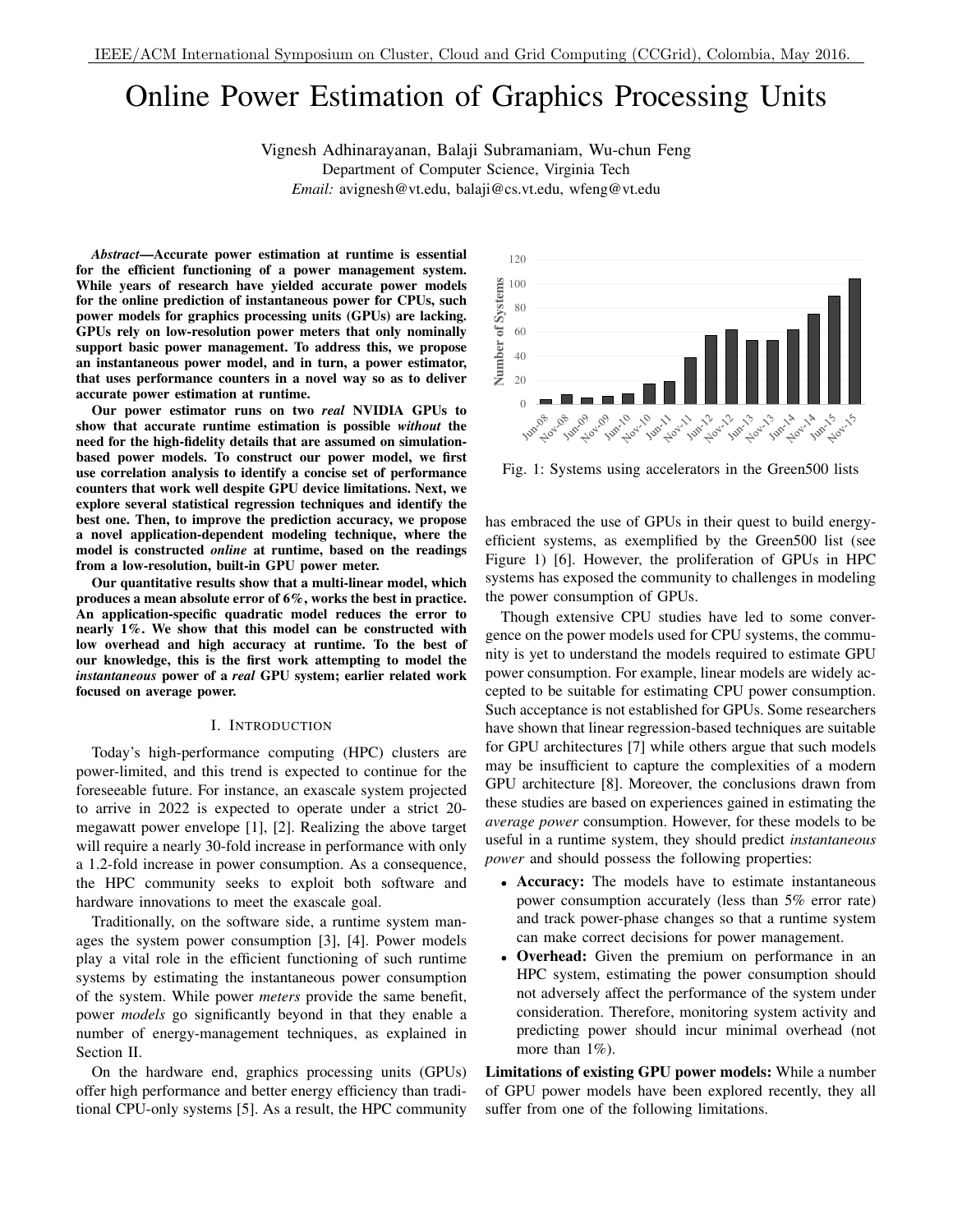# Online Power Estimation of Graphics Processing Units

Vignesh Adhinarayanan, Balaji Subramaniam, Wu-chun Feng
Department of Computer Science, Virginia Tech
*Email:* avignesh@vt.edu, balaji@cs.vt.edu, wfeng@vt.edu

***Abstract*—Accurate power estimation at runtime is essential for the efficient functioning of a power management system. While years of research have yielded accurate power models for the online prediction of instantaneous power for CPUs, such power models for graphics processing units (GPUs) are lacking. GPUs rely on low-resolution power meters that only nominally support basic power management. To address this, we propose an instantaneous power model, and in turn, a power estimator, that uses performance counters in a novel way so as to deliver accurate power estimation at runtime.**

**Our power estimator runs on two *real* NVIDIA GPUs to show that accurate runtime estimation is possible *without* the need for the high-fidelity details that are assumed on simulation-based power models. To construct our power model, we first use correlation analysis to identify a concise set of performance counters that work well despite GPU device limitations. Next, we explore several statistical regression techniques and identify the best one. Then, to improve the prediction accuracy, we propose a novel application-dependent modeling technique, where the model is constructed *online* at runtime, based on the readings from a low-resolution, built-in GPU power meter.**

**Our quantitative results show that a multi-linear model, which produces a mean absolute error of 6%, works the best in practice. An application-specific quadratic model reduces the error to nearly 1%. We show that this model can be constructed with low overhead and high accuracy at runtime. To the best of our knowledge, this is the first work attempting to model the *instantaneous* power of a *real* GPU system; earlier related work focused on average power.**

## I. Introduction

Today's high-performance computing (HPC) clusters are power-limited, and this trend is expected to continue for the foreseeable future. For instance, an exascale system projected to arrive in 2022 is expected to operate under a strict 20-megawatt power envelope [1], [2]. Realizing the above target will require a nearly 30-fold increase in performance with only a 1.2-fold increase in power consumption. As a consequence, the HPC community seeks to exploit both software and hardware innovations to meet the exascale goal.

Traditionally, on the software side, a runtime system manages the system power consumption [3], [4]. Power models play a vital role in the efficient functioning of such runtime systems by estimating the instantaneous power consumption of the system. While power *meters* provide the same benefit, power *models* go significantly beyond in that they enable a number of energy-management techniques, as explained in Section II.

On the hardware end, graphics processing units (GPUs) offer high performance and better energy efficiency than traditional CPU-only systems [5]. As a result, the HPC community has embraced the use of GPUs in their quest to build energy-efficient systems, as exemplified by the Green500 list (see Figure 1) [6]. However, the proliferation of GPUs in HPC systems has exposed the community to challenges in modeling the power consumption of GPUs.

| Date | Number of Systems |
|---|---|
| Jun-08 | 4 |
| Nov-08 | 8 |
| Jun-09 | 5 |
| Nov-09 | 7 |
| Jun-10 | 9 |
| Nov-10 | 17 |
| Jun-11 | 19 |
| Nov-11 | 39 |
| Jun-12 | 57 |
| Nov-12 | 62 |
| Jun-13 | 53 |
| Nov-13 | 53 |
| Jun-14 | 62 |
| Nov-14 | 75 |
| Jun-15 | 90 |
| Nov-15 | 104 |

Fig. 1: Systems using accelerators in the Green500 lists

Though extensive CPU studies have led to some convergence on the power models used for CPU systems, the community is yet to understand the models required to estimate GPU power consumption. For example, linear models are widely accepted to be suitable for estimating CPU power consumption. Such acceptance is not established for GPUs. Some researchers have shown that linear regression-based techniques are suitable for GPU architectures [7] while others argue that such models may be insufficient to capture the complexities of a modern GPU architecture [8]. Moreover, the conclusions drawn from these studies are based on experiences gained in estimating the *average power* consumption. However, for these models to be useful in a runtime system, they should predict *instantaneous power* and should possess the following properties:

- **Accuracy:** The models have to estimate instantaneous power consumption accurately (less than 5% error rate) and track power-phase changes so that a runtime system can make correct decisions for power management.
- **Overhead:** Given the premium on performance in an HPC system, estimating the power consumption should not adversely affect the performance of the system under consideration. Therefore, monitoring system activity and predicting power should incur minimal overhead (not more than 1%).

**Limitations of existing GPU power models:** While a number of GPU power models have been explored recently, they all suffer from one of the following limitations.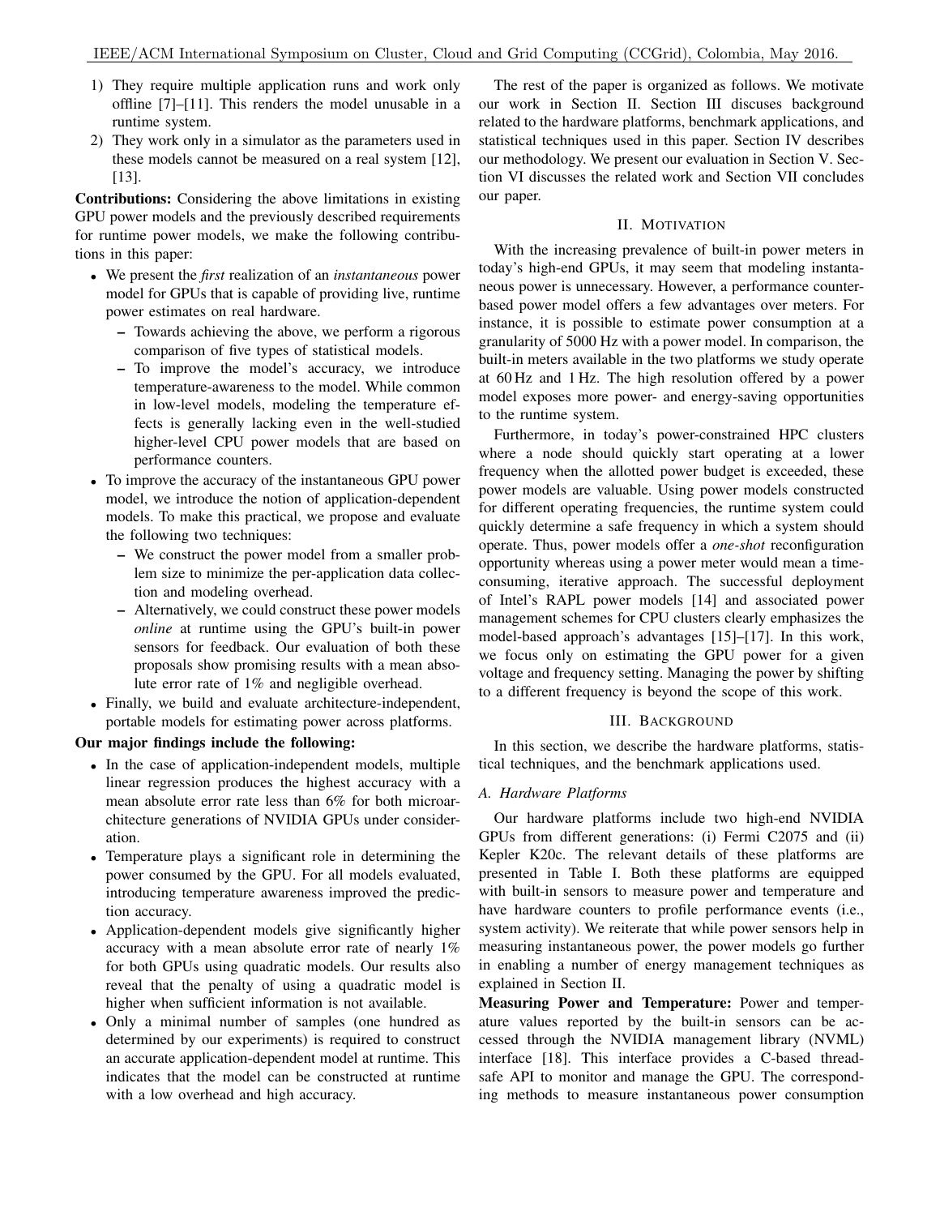1) They require multiple application runs and work only offline [7]–[11]. This renders the model unusable in a runtime system.
2) They work only in a simulator as the parameters used in these models cannot be measured on a real system [12], [13].

**Contributions:** Considering the above limitations in existing GPU power models and the previously described requirements for runtime power models, we make the following contributions in this paper:

- We present the *first* realization of an *instantaneous* power model for GPUs that is capable of providing live, runtime power estimates on real hardware.
  - Towards achieving the above, we perform a rigorous comparison of five types of statistical models.
  - To improve the model's accuracy, we introduce temperature-awareness to the model. While common in low-level models, modeling the temperature effects is generally lacking even in the well-studied higher-level CPU power models that are based on performance counters.
- To improve the accuracy of the instantaneous GPU power model, we introduce the notion of application-dependent models. To make this practical, we propose and evaluate the following two techniques:
  - We construct the power model from a smaller problem size to minimize the per-application data collection and modeling overhead.
  - Alternatively, we could construct these power models *online* at runtime using the GPU's built-in power sensors for feedback. Our evaluation of both these proposals show promising results with a mean absolute error rate of 1% and negligible overhead.
- Finally, we build and evaluate architecture-independent, portable models for estimating power across platforms.

**Our major findings include the following:**

- In the case of application-independent models, multiple linear regression produces the highest accuracy with a mean absolute error rate less than 6% for both microarchitecture generations of NVIDIA GPUs under consideration.
- Temperature plays a significant role in determining the power consumed by the GPU. For all models evaluated, introducing temperature awareness improved the prediction accuracy.
- Application-dependent models give significantly higher accuracy with a mean absolute error rate of nearly 1% for both GPUs using quadratic models. Our results also reveal that the penalty of using a quadratic model is higher when sufficient information is not available.
- Only a minimal number of samples (one hundred as determined by our experiments) is required to construct an accurate application-dependent model at runtime. This indicates that the model can be constructed at runtime with a low overhead and high accuracy.

The rest of the paper is organized as follows. We motivate our work in Section II. Section III discuses background related to the hardware platforms, benchmark applications, and statistical techniques used in this paper. Section IV describes our methodology. We present our evaluation in Section V. Section VI discusses the related work and Section VII concludes our paper.

## II. Motivation

With the increasing prevalence of built-in power meters in today's high-end GPUs, it may seem that modeling instantaneous power is unnecessary. However, a performance counter-based power model offers a few advantages over meters. For instance, it is possible to estimate power consumption at a granularity of 5000 Hz with a power model. In comparison, the built-in meters available in the two platforms we study operate at 60 Hz and 1 Hz. The high resolution offered by a power model exposes more power- and energy-saving opportunities to the runtime system.

Furthermore, in today's power-constrained HPC clusters where a node should quickly start operating at a lower frequency when the allotted power budget is exceeded, these power models are valuable. Using power models constructed for different operating frequencies, the runtime system could quickly determine a safe frequency in which a system should operate. Thus, power models offer a *one-shot* reconfiguration opportunity whereas using a power meter would mean a time-consuming, iterative approach. The successful deployment of Intel's RAPL power models [14] and associated power management schemes for CPU clusters clearly emphasizes the model-based approach's advantages [15]–[17]. In this work, we focus only on estimating the GPU power for a given voltage and frequency setting. Managing the power by shifting to a different frequency is beyond the scope of this work.

## III. Background

In this section, we describe the hardware platforms, statistical techniques, and the benchmark applications used.

### A. Hardware Platforms

Our hardware platforms include two high-end NVIDIA GPUs from different generations: (i) Fermi C2075 and (ii) Kepler K20c. The relevant details of these platforms are presented in Table I. Both these platforms are equipped with built-in sensors to measure power and temperature and have hardware counters to profile performance events (i.e., system activity). We reiterate that while power sensors help in measuring instantaneous power, the power models go further in enabling a number of energy management techniques as explained in Section II.

**Measuring Power and Temperature:** Power and temperature values reported by the built-in sensors can be accessed through the NVIDIA management library (NVML) interface [18]. This interface provides a C-based thread-safe API to monitor and manage the GPU. The corresponding methods to measure instantaneous power consumption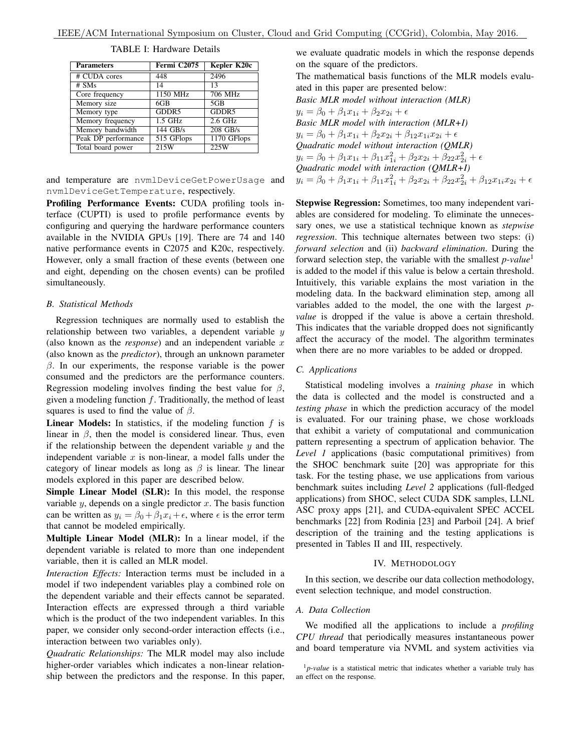TABLE I: Hardware Details

| Parameters | Fermi C2075 | Kepler K20c |
|---|---|---|
| # CUDA cores | 448 | 2496 |
| # SMs | 14 | 13 |
| Core frequency | 1150 MHz | 706 MHz |
| Memory size | 6GB | 5GB |
| Memory type | GDDR5 | GDDR5 |
| Memory frequency | 1.5 GHz | 2.6 GHz |
| Memory bandwidth | 144 GB/s | 208 GB/s |
| Peak DP performance | 515 GFlops | 1170 GFlops |
| Total board power | 215W | 225W |

and temperature are `nvmlDeviceGetPowerUsage` and `nvmlDeviceGetTemperature`, respectively.

**Profiling Performance Events:** CUDA profiling tools interface (CUPTI) is used to profile performance events by configuring and querying the hardware performance counters available in the NVIDIA GPUs [19]. There are 74 and 140 native performance events in C2075 and K20c, respectively. However, only a small fraction of these events (between one and eight, depending on the chosen events) can be profiled simultaneously.

### *B. Statistical Methods*

Regression techniques are normally used to establish the relationship between two variables, a dependent variable $y$ (also known as the *response*) and an independent variable $x$ (also known as the *predictor*), through an unknown parameter $\beta$. In our experiments, the response variable is the power consumed and the predictors are the performance counters. Regression modeling involves finding the best value for $\beta$, given a modeling function $f$. Traditionally, the method of least squares is used to find the value of $\beta$.

**Linear Models:** In statistics, if the modeling function $f$ is linear in $\beta$, then the model is considered linear. Thus, even if the relationship between the dependent variable $y$ and the independent variable $x$ is non-linear, a model falls under the category of linear models as long as $\beta$ is linear. The linear models explored in this paper are described below.

**Simple Linear Model (SLR):** In this model, the response variable $y$, depends on a single predictor $x$. The basis function can be written as $y_i = \beta_0 + \beta_1 x_i + \epsilon$, where $\epsilon$ is the error term that cannot be modeled empirically.

**Multiple Linear Model (MLR):** In a linear model, if the dependent variable is related to more than one independent variable, then it is called an MLR model.

*Interaction Effects:* Interaction terms must be included in a model if two independent variables play a combined role on the dependent variable and their effects cannot be separated. Interaction effects are expressed through a third variable which is the product of the two independent variables. In this paper, we consider only second-order interaction effects (i.e., interaction between two variables only).

*Quadratic Relationships:* The MLR model may also include higher-order variables which indicates a non-linear relationship between the predictors and the response. In this paper, we evaluate quadratic models in which the response depends on the square of the predictors.

The mathematical basis functions of the MLR models evaluated in this paper are presented below:

*Basic MLR model without interaction (MLR)*

$y_i = \beta_0 + \beta_1 x_{1i} + \beta_2 x_{2i} + \epsilon$

*Basic MLR model with interaction (MLR+I)*

$y_i = \beta_0 + \beta_1 x_{1i} + \beta_2 x_{2i} + \beta_{12} x_{1i} x_{2i} + \epsilon$

*Quadratic model without interaction (QMLR)*

$y_i = \beta_0 + \beta_1 x_{1i} + \beta_{11} x_{1i}^2 + \beta_2 x_{2i} + \beta_{22} x_{2i}^2 + \epsilon$

*Quadratic model with interaction (QMLR+I)*

$y_i = \beta_0 + \beta_1 x_{1i} + \beta_{11} x_{1i}^2 + \beta_2 x_{2i} + \beta_{22} x_{2i}^2 + \beta_{12} x_{1i} x_{2i} + \epsilon$

**Stepwise Regression:** Sometimes, too many independent variables are considered for modeling. To eliminate the unnecessary ones, we use a statistical technique known as *stepwise regression*. This technique alternates between two steps: (i) *forward selection* and (ii) *backward elimination*. During the forward selection step, the variable with the smallest *p-value*[1] is added to the model if this value is below a certain threshold. Intuitively, this variable explains the most variation in the modeling data. In the backward elimination step, among all variables added to the model, the one with the largest *p-value* is dropped if the value is above a certain threshold. This indicates that the variable dropped does not significantly affect the accuracy of the model. The algorithm terminates when there are no more variables to be added or dropped.

### *C. Applications*

Statistical modeling involves a *training phase* in which the data is collected and the model is constructed and a *testing phase* in which the prediction accuracy of the model is evaluated. For our training phase, we chose workloads that exhibit a variety of computational and communication pattern representing a spectrum of application behavior. The *Level 1* applications (basic computational primitives) from the SHOC benchmark suite [20] was appropriate for this task. For the testing phase, we use applications from various benchmark suites including *Level 2* applications (full-fledged applications) from SHOC, select CUDA SDK samples, LLNL ASC proxy apps [21], and CUDA-equivalent SPEC ACCEL benchmarks [22] from Rodinia [23] and Parboil [24]. A brief description of the training and the testing applications is presented in Tables II and III, respectively.

## IV. METHODOLOGY

In this section, we describe our data collection methodology, event selection technique, and model construction.

### *A. Data Collection*

We modified all the applications to include a *profiling CPU thread* that periodically measures instantaneous power and board temperature via NVML and system activities via

[1] *p-value* is a statistical metric that indicates whether a variable truly has an effect on the response.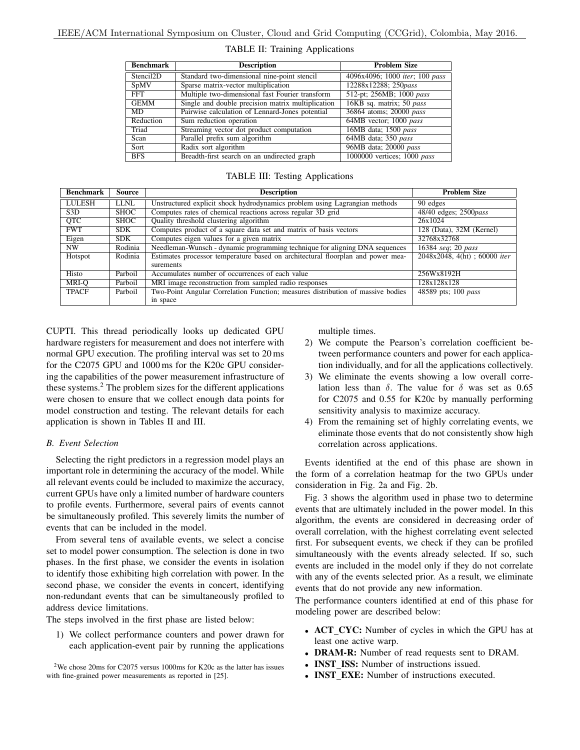TABLE II: Training Applications

| Benchmark | Description | Problem Size |
|---|---|---|
| Stencil2D | Standard two-dimensional nine-point stencil | 4096x4096; 1000 *iter*; 100 *pass* |
| SpMV | Sparse matrix-vector multiplication | 12288x12288; 250*pass* |
| FFT | Multiple two-dimensional fast Fourier transform | 512-pt; 256MB; 1000 *pass* |
| GEMM | Single and double precision matrix multiplication | 16KB sq. matrix; 50 *pass* |
| MD | Pairwise calculation of Lennard-Jones potential | 36864 atoms; 20000 *pass* |
| Reduction | Sum reduction operation | 64MB vector; 1000 *pass* |
| Triad | Streaming vector dot product computation | 16MB data; 1500 *pass* |
| Scan | Parallel prefix sum algorithm | 64MB data; 350 *pass* |
| Sort | Radix sort algorithm | 96MB data; 20000 *pass* |
| BFS | Breadth-first search on an undirected graph | 1000000 vertices; 1000 *pass* |

TABLE III: Testing Applications

| Benchmark | Source | Description | Problem Size |
|---|---|---|---|
| LULESH | LLNL | Unstructured explicit shock hydrodynamics problem using Lagrangian methods | 90 edges |
| S3D | SHOC | Computes rates of chemical reactions across regular 3D grid | 48/40 edges; 2500*pass* |
| QTC | SHOC | Quality threshold clustering algorithm | 26x1024 |
| FWT | SDK | Computes product of a square data set and matrix of basis vectors | 128 (Data), 32M (Kernel) |
| Eigen | SDK | Computes eigen values for a given matrix | 32768x32768 |
| NW | Rodinia | Needleman-Wunsch - dynamic programming technique for aligning DNA sequences | 16384 *seq*; 20 *pass* |
| Hotspot | Rodinia | Estimates processor temperature based on architectural floorplan and power measurements | 2048x2048, 4(ht) ; 60000 *iter* |
| Histo | Parboil | Accumulates number of occurrences of each value | 256Wx8192H |
| MRI-Q | Parboil | MRI image reconstruction from sampled radio responses | 128x128x128 |
| TPACF | Parboil | Two-Point Angular Correlation Function; measures distribution of massive bodies in space | 48589 pts; 100 *pass* |

CUPTI. This thread periodically looks up dedicated GPU hardware registers for measurement and does not interfere with normal GPU execution. The profiling interval was set to 20 ms for the C2075 GPU and 1000 ms for the K20c GPU considering the capabilities of the power measurement infrastructure of these systems.[2] The problem sizes for the different applications were chosen to ensure that we collect enough data points for model construction and testing. The relevant details for each application is shown in Tables II and III.

### B. Event Selection

Selecting the right predictors in a regression model plays an important role in determining the accuracy of the model. While all relevant events could be included to maximize the accuracy, current GPUs have only a limited number of hardware counters to profile events. Furthermore, several pairs of events cannot be simultaneously profiled. This severely limits the number of events that can be included in the model.

From several tens of available events, we select a concise set to model power consumption. The selection is done in two phases. In the first phase, we consider the events in isolation to identify those exhibiting high correlation with power. In the second phase, we consider the events in concert, identifying non-redundant events that can be simultaneously profiled to address device limitations.

The steps involved in the first phase are listed below:

1) We collect performance counters and power drawn for each application-event pair by running the applications multiple times.
2) We compute the Pearson's correlation coefficient between performance counters and power for each application individually, and for all the applications collectively.
3) We eliminate the events showing a low overall correlation less than $\delta$. The value for $\delta$ was set as 0.65 for C2075 and 0.55 for K20c by manually performing sensitivity analysis to maximize accuracy.
4) From the remaining set of highly correlating events, we eliminate those events that do not consistently show high correlation across applications.

Events identified at the end of this phase are shown in the form of a correlation heatmap for the two GPUs under consideration in Fig. 2a and Fig. 2b.

Fig. 3 shows the algorithm used in phase two to determine events that are ultimately included in the power model. In this algorithm, the events are considered in decreasing order of overall correlation, with the highest correlating event selected first. For subsequent events, we check if they can be profiled simultaneously with the events already selected. If so, such events are included in the model only if they do not correlate with any of the events selected prior. As a result, we eliminate events that do not provide any new information.

The performance counters identified at end of this phase for modeling power are described below:

- **ACT_CYC:** Number of cycles in which the GPU has at least one active warp.
- **DRAM-R:** Number of read requests sent to DRAM.
- **INST_ISS:** Number of instructions issued.
- **INST_EXE:** Number of instructions executed.

[2] We chose 20ms for C2075 versus 1000ms for K20c as the latter has issues with fine-grained power measurements as reported in [25].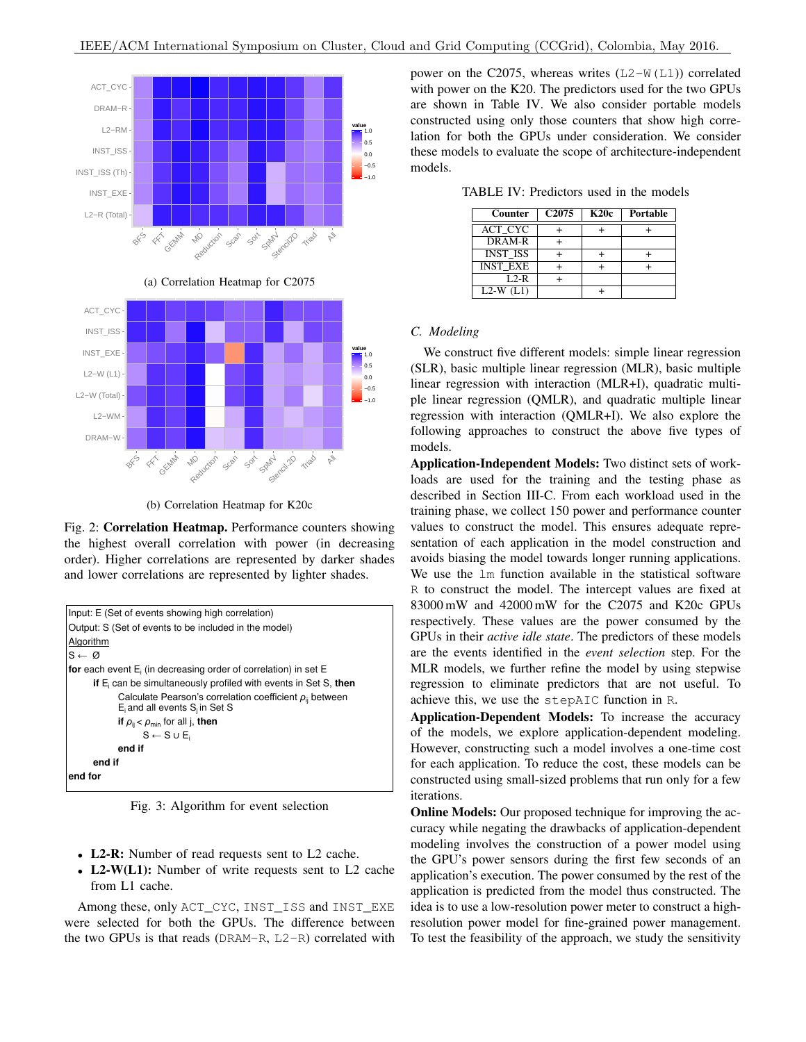(a) Correlation Heatmap for C2075

(b) Correlation Heatmap for K20c

Fig. 2: **Correlation Heatmap.** Performance counters showing the highest overall correlation with power (in decreasing order). Higher correlations are represented by darker shades and lower correlations are represented by lighter shades.

```
Input: E (Set of events showing high correlation)
Output: S (Set of events to be included in the model)
Algorithm
S ← Ø
for each event E_i (in decreasing order of correlation) in set E
    if E_i can be simultaneously profiled with events in Set S, then
        Calculate Pearson's correlation coefficient ρ_ij between
        E_i and all events S_j in Set S
        if ρ_ij < ρ_min for all j, then
            S ← S ∪ E_i
        end if
    end if
end for
```

Fig. 3: Algorithm for event selection

- **L2-R:** Number of read requests sent to L2 cache.
- **L2-W(L1):** Number of write requests sent to L2 cache from L1 cache.

Among these, only ACT_CYC, INST_ISS and INST_EXE were selected for both the GPUs. The difference between the two GPUs is that reads (DRAM-R, L2-R) correlated with power on the C2075, whereas writes (L2-W(L1)) correlated with power on the K20. The predictors used for the two GPUs are shown in Table IV. We also consider portable models constructed using only those counters that show high correlation for both the GPUs under consideration. We consider these models to evaluate the scope of architecture-independent models.

TABLE IV: Predictors used in the models

| Counter | C2075 | K20c | Portable |
|---|---|---|---|
| ACT_CYC | + | + | + |
| DRAM-R | + | | |
| INST_ISS | + | + | + |
| INST_EXE | + | + | + |
| L2-R | + | | |
| L2-W (L1) | | + | |

### C. Modeling

We construct five different models: simple linear regression (SLR), basic multiple linear regression (MLR), basic multiple linear regression with interaction (MLR+I), quadratic multiple linear regression (QMLR), and quadratic multiple linear regression with interaction (QMLR+I). We also explore the following approaches to construct the above five types of models.

**Application-Independent Models:** Two distinct sets of workloads are used for the training and the testing phase as described in Section III-C. From each workload used in the training phase, we collect 150 power and performance counter values to construct the model. This ensures adequate representation of each application in the model construction and avoids biasing the model towards longer running applications. We use the lm function available in the statistical software R to construct the model. The intercept values are fixed at 83000 mW and 42000 mW for the C2075 and K20c GPUs respectively. These values are the power consumed by the GPUs in their *active idle state*. The predictors of these models are the events identified in the *event selection* step. For the MLR models, we further refine the model by using stepwise regression to eliminate predictors that are not useful. To achieve this, we use the stepAIC function in R.

**Application-Dependent Models:** To increase the accuracy of the models, we explore application-dependent modeling. However, constructing such a model involves a one-time cost for each application. To reduce the cost, these models can be constructed using small-sized problems that run only for a few iterations.

**Online Models:** Our proposed technique for improving the accuracy while negating the drawbacks of application-dependent modeling involves the construction of a power model using the GPU's power sensors during the first few seconds of an application's execution. The power consumed by the rest of the application is predicted from the model thus constructed. The idea is to use a low-resolution power meter to construct a high-resolution power model for fine-grained power management. To test the feasibility of the approach, we study the sensitivity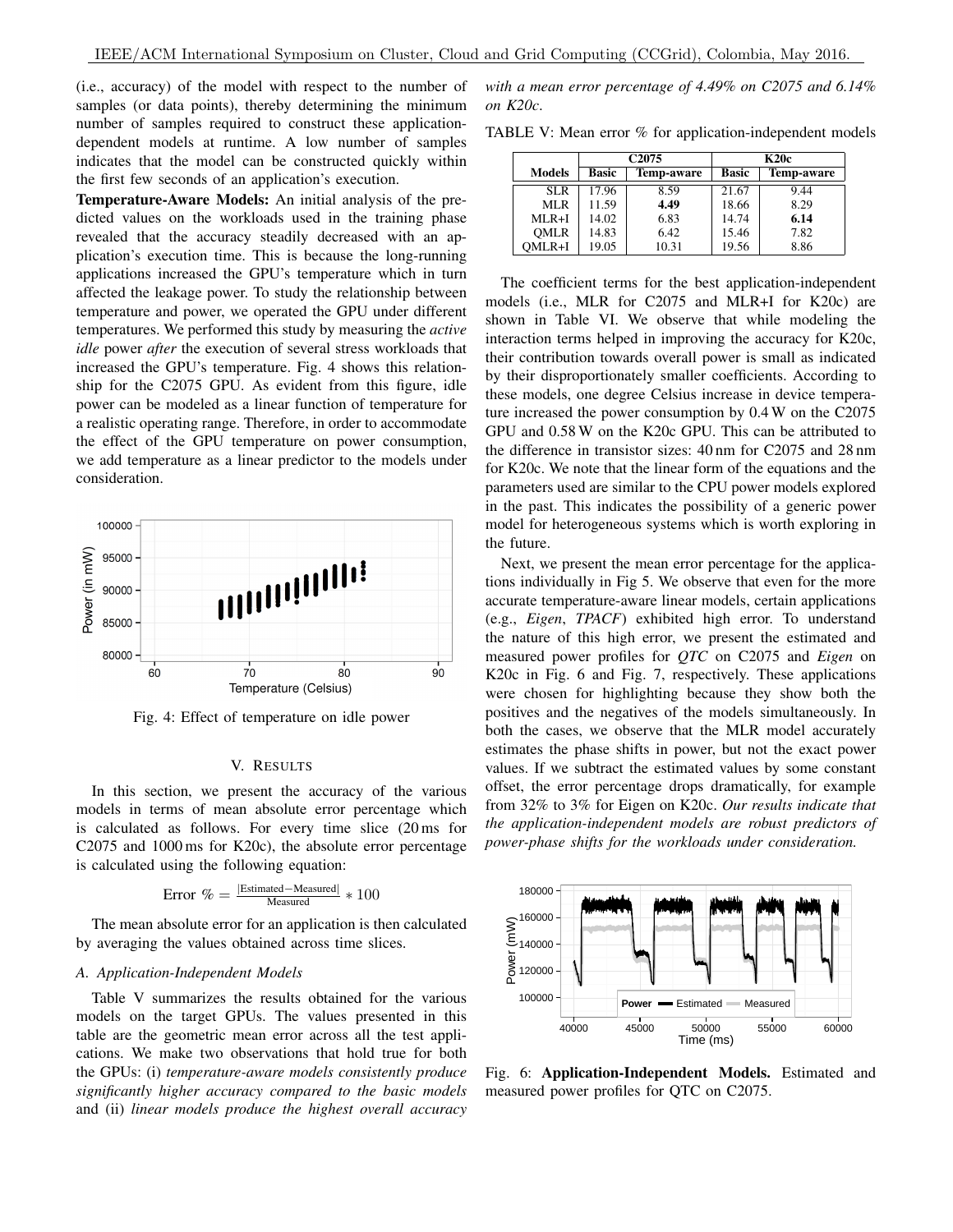(i.e., accuracy) of the model with respect to the number of samples (or data points), thereby determining the minimum number of samples required to construct these application-dependent models at runtime. A low number of samples indicates that the model can be constructed quickly within the first few seconds of an application's execution.

**Temperature-Aware Models:** An initial analysis of the predicted values on the workloads used in the training phase revealed that the accuracy steadily decreased with an application's execution time. This is because the long-running applications increased the GPU's temperature which in turn affected the leakage power. To study the relationship between temperature and power, we operated the GPU under different temperatures. We performed this study by measuring the *active idle* power *after* the execution of several stress workloads that increased the GPU's temperature. Fig. 4 shows this relationship for the C2075 GPU. As evident from this figure, idle power can be modeled as a linear function of temperature for a realistic operating range. Therefore, in order to accommodate the effect of the GPU temperature on power consumption, we add temperature as a linear predictor to the models under consideration.

Fig. 4: Effect of temperature on idle power

## V. RESULTS

In this section, we present the accuracy of the various models in terms of mean absolute error percentage which is calculated as follows. For every time slice (20 ms for C2075 and 1000 ms for K20c), the absolute error percentage is calculated using the following equation:

$$\text{Error }\% = \frac{|\text{Estimated} - \text{Measured}|}{\text{Measured}} * 100$$

The mean absolute error for an application is then calculated by averaging the values obtained across time slices.

### A. Application-Independent Models

Table V summarizes the results obtained for the various models on the target GPUs. The values presented in this table are the geometric mean error across all the test applications. We make two observations that hold true for both the GPUs: (i) *temperature-aware models consistently produce significantly higher accuracy compared to the basic models* and (ii) *linear models produce the highest overall accuracy with a mean error percentage of 4.49% on C2075 and 6.14% on K20c*.

TABLE V: Mean error % for application-independent models

| | C2075 | | K20c | |
|---|---|---|---|---|
| **Models** | **Basic** | **Temp-aware** | **Basic** | **Temp-aware** |
| SLR | 17.96 | 8.59 | 21.67 | 9.44 |
| MLR | 11.59 | **4.49** | 18.66 | 8.29 |
| MLR+I | 14.02 | 6.83 | 14.74 | **6.14** |
| QMLR | 14.83 | 6.42 | 15.46 | 7.82 |
| QMLR+I | 19.05 | 10.31 | 19.56 | 8.86 |

The coefficient terms for the best application-independent models (i.e., MLR for C2075 and MLR+I for K20c) are shown in Table VI. We observe that while modeling the interaction terms helped in improving the accuracy for K20c, their contribution towards overall power is small as indicated by their disproportionately smaller coefficients. According to these models, one degree Celsius increase in device temperature increased the power consumption by 0.4 W on the C2075 GPU and 0.58 W on the K20c GPU. This can be attributed to the difference in transistor sizes: 40 nm for C2075 and 28 nm for K20c. We note that the linear form of the equations and the parameters used are similar to the CPU power models explored in the past. This indicates the possibility of a generic power model for heterogeneous systems which is worth exploring in the future.

Next, we present the mean error percentage for the applications individually in Fig 5. We observe that even for the more accurate temperature-aware linear models, certain applications (e.g., *Eigen*, *TPACF*) exhibited high error. To understand the nature of this high error, we present the estimated and measured power profiles for *QTC* on C2075 and *Eigen* on K20c in Fig. 6 and Fig. 7, respectively. These applications were chosen for highlighting because they show both the positives and the negatives of the models simultaneously. In both the cases, we observe that the MLR model accurately estimates the phase shifts in power, but not the exact power values. If we subtract the estimated values by some constant offset, the error percentage drops dramatically, for example from 32% to 3% for Eigen on K20c. *Our results indicate that the application-independent models are robust predictors of power-phase shifts for the workloads under consideration.*

Fig. 6: **Application-Independent Models.** Estimated and measured power profiles for QTC on C2075.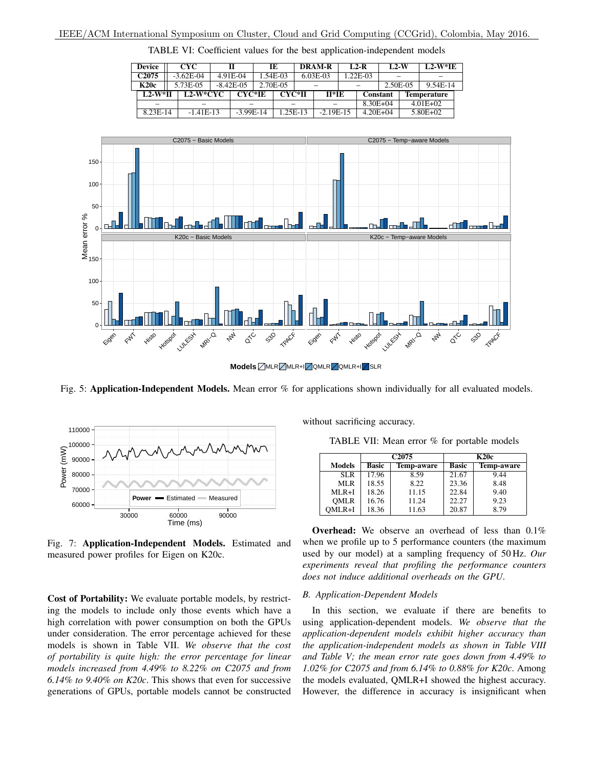TABLE VI: Coefficient values for the best application-independent models

| Device | CYC | II | IE | DRAM-R | L2-R | L2-W | L2-W*IE |
|---|---|---|---|---|---|---|---|
| C2075 | -3.62E-04 | 4.91E-04 | 1.54E-03 | 6.03E-03 | 1.22E-03 | – | – |
| K20c | 5.73E-05 | -8.42E-05 | 2.70E-05 | – | – | 2.50E-05 | 9.54E-14 |

| L2-W*II | L2-W*CYC | CYC*IE | CYC*II | II*IE | Constant | Temperature |
|---|---|---|---|---|---|---|
| – | – | – | – | – | 8.30E+04 | 4.01E+02 |
| 8.23E-14 | -1.41E-13 | -3.99E-14 | 1.25E-13 | -2.19E-15 | 4.20E+04 | 5.80E+02 |

Fig. 5: **Application-Independent Models.** Mean error % for applications shown individually for all evaluated models.

Fig. 7: **Application-Independent Models.** Estimated and measured power profiles for Eigen on K20c.

**Cost of Portability:** We evaluate portable models, by restricting the models to include only those events which have a high correlation with power consumption on both the GPUs under consideration. The error percentage achieved for these models is shown in Table VII. *We observe that the cost of portability is quite high: the error percentage for linear models increased from 4.49% to 8.22% on C2075 and from 6.14% to 9.40% on K20c*. This shows that even for successive generations of GPUs, portable models cannot be constructed without sacrificing accuracy.

TABLE VII: Mean error % for portable models

| | C2075 | | K20c | |
|---|---|---|---|---|
| Models | Basic | Temp-aware | Basic | Temp-aware |
| SLR | 17.96 | 8.59 | 21.67 | 9.44 |
| MLR | 18.55 | 8.22 | 23.36 | 8.48 |
| MLR+I | 18.26 | 11.15 | 22.84 | 9.40 |
| QMLR | 16.76 | 11.24 | 22.27 | 9.23 |
| QMLR+I | 18.36 | 11.63 | 20.87 | 8.79 |

**Overhead:** We observe an overhead of less than 0.1% when we profile up to 5 performance counters (the maximum used by our model) at a sampling frequency of 50 Hz. *Our experiments reveal that profiling the performance counters does not induce additional overheads on the GPU*.

### B. Application-Dependent Models

In this section, we evaluate if there are benefits to using application-dependent models. *We observe that the application-dependent models exhibit higher accuracy than the application-independent models as shown in Table VIII and Table V; the mean error rate goes down from 4.49% to 1.02% for C2075 and from 6.14% to 0.88% for K20c*. Among the models evaluated, QMLR+I showed the highest accuracy. However, the difference in accuracy is insignificant when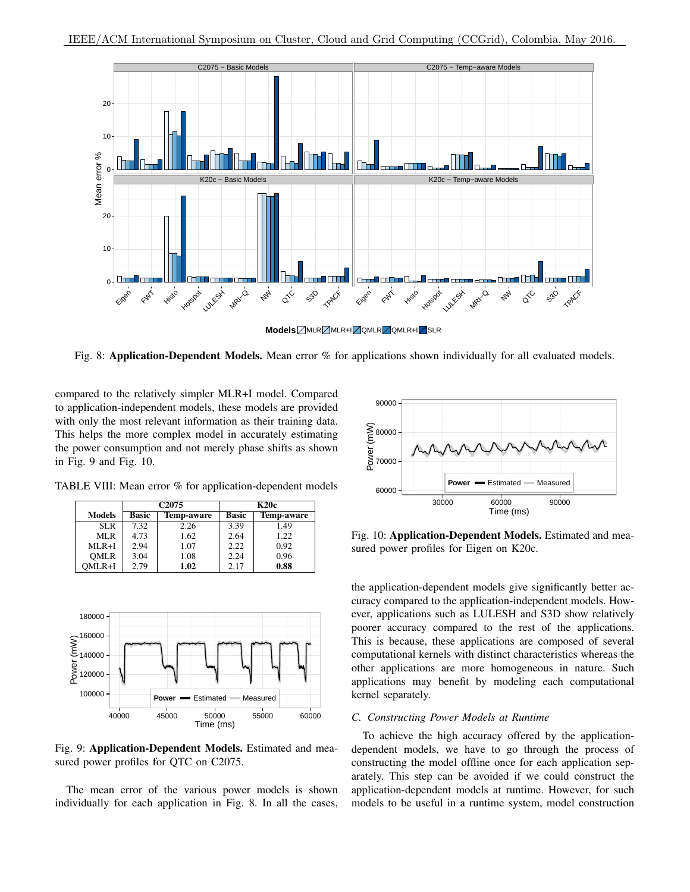Fig. 8: **Application-Dependent Models.** Mean error % for applications shown individually for all evaluated models.

compared to the relatively simpler MLR+I model. Compared to application-independent models, these models are provided with only the most relevant information as their training data. This helps the more complex model in accurately estimating the power consumption and not merely phase shifts as shown in Fig. 9 and Fig. 10.

TABLE VIII: Mean error % for application-dependent models

| | C2075 | | K20c | |
|---|---|---|---|---|
| **Models** | **Basic** | **Temp-aware** | **Basic** | **Temp-aware** |
| SLR | 7.32 | 2.26 | 3.39 | 1.49 |
| MLR | 4.73 | 1.62 | 2.64 | 1.22 |
| MLR+I | 2.94 | 1.07 | 2.22 | 0.92 |
| QMLR | 3.04 | 1.08 | 2.24 | 0.96 |
| QMLR+I | 2.79 | **1.02** | 2.17 | **0.88** |

Fig. 9: **Application-Dependent Models.** Estimated and measured power profiles for QTC on C2075.

The mean error of the various power models is shown individually for each application in Fig. 8. In all the cases, the application-dependent models give significantly better accuracy compared to the application-independent models. However, applications such as LULESH and S3D show relatively poorer accuracy compared to the rest of the applications. This is because, these applications are composed of several computational kernels with distinct characteristics whereas the other applications are more homogeneous in nature. Such applications may benefit by modeling each computational kernel separately.

Fig. 10: **Application-Dependent Models.** Estimated and measured power profiles for Eigen on K20c.

### *C. Constructing Power Models at Runtime*

To achieve the high accuracy offered by the application-dependent models, we have to go through the process of constructing the model offline once for each application separately. This step can be avoided if we could construct the application-dependent models at runtime. However, for such models to be useful in a runtime system, model construction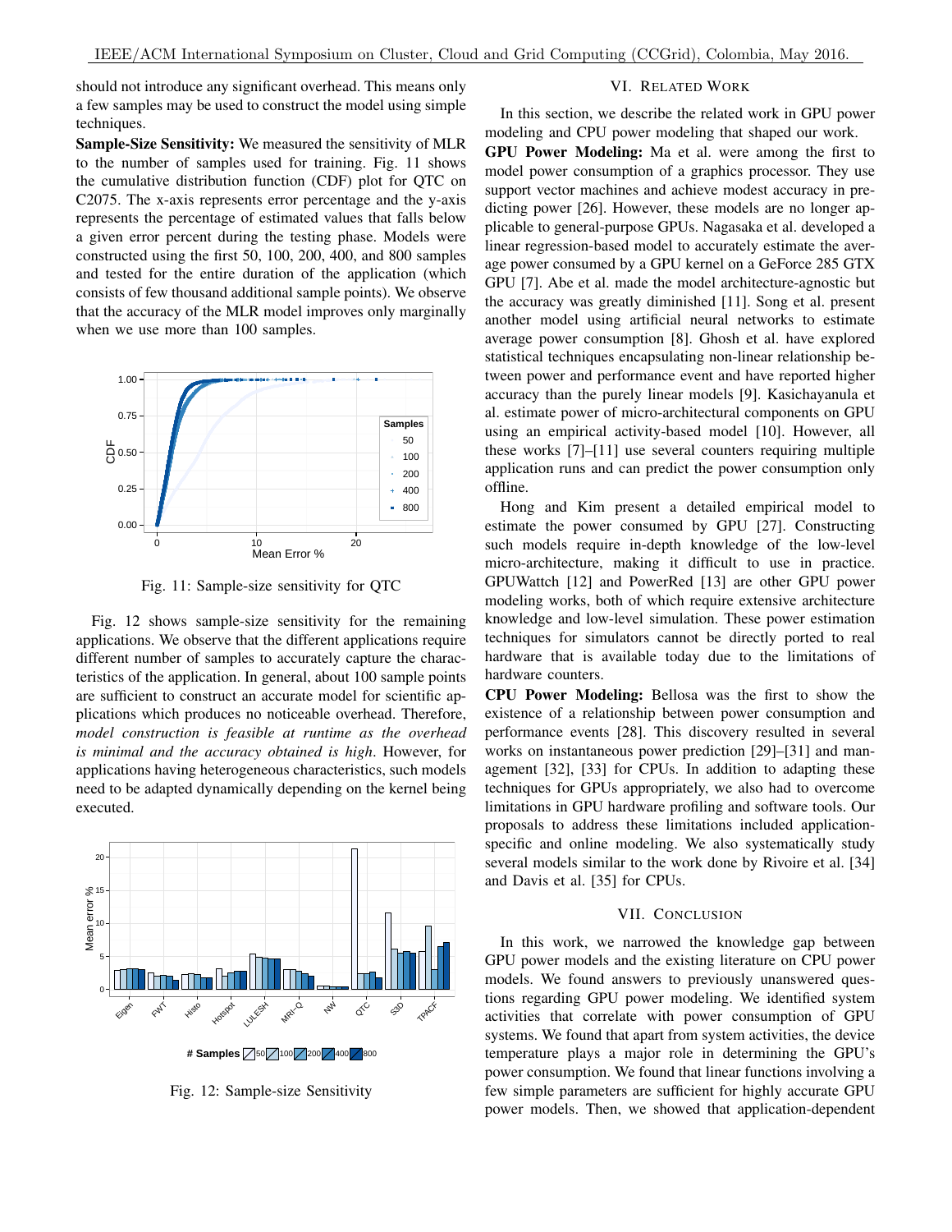should not introduce any significant overhead. This means only a few samples may be used to construct the model using simple techniques.

**Sample-Size Sensitivity:** We measured the sensitivity of MLR to the number of samples used for training. Fig. 11 shows the cumulative distribution function (CDF) plot for QTC on C2075. The x-axis represents error percentage and the y-axis represents the percentage of estimated values that falls below a given error percent during the testing phase. Models were constructed using the first 50, 100, 200, 400, and 800 samples and tested for the entire duration of the application (which consists of few thousand additional sample points). We observe that the accuracy of the MLR model improves only marginally when we use more than 100 samples.

Fig. 11: Sample-size sensitivity for QTC

Fig. 12 shows sample-size sensitivity for the remaining applications. We observe that the different applications require different number of samples to accurately capture the characteristics of the application. In general, about 100 sample points are sufficient to construct an accurate model for scientific applications which produces no noticeable overhead. Therefore, *model construction is feasible at runtime as the overhead is minimal and the accuracy obtained is high*. However, for applications having heterogeneous characteristics, such models need to be adapted dynamically depending on the kernel being executed.

Fig. 12: Sample-size Sensitivity

## VI. Related Work

In this section, we describe the related work in GPU power modeling and CPU power modeling that shaped our work.

**GPU Power Modeling:** Ma et al. were among the first to model power consumption of a graphics processor. They use support vector machines and achieve modest accuracy in predicting power [26]. However, these models are no longer applicable to general-purpose GPUs. Nagasaka et al. developed a linear regression-based model to accurately estimate the average power consumed by a GPU kernel on a GeForce 285 GTX GPU [7]. Abe et al. made the model architecture-agnostic but the accuracy was greatly diminished [11]. Song et al. present another model using artificial neural networks to estimate average power consumption [8]. Ghosh et al. have explored statistical techniques encapsulating non-linear relationship between power and performance event and have reported higher accuracy than the purely linear models [9]. Kasichayanula et al. estimate power of micro-architectural components on GPU using an empirical activity-based model [10]. However, all these works [7]–[11] use several counters requiring multiple application runs and can predict the power consumption only offline.

Hong and Kim present a detailed empirical model to estimate the power consumed by GPU [27]. Constructing such models require in-depth knowledge of the low-level micro-architecture, making it difficult to use in practice. GPUWattch [12] and PowerRed [13] are other GPU power modeling works, both of which require extensive architecture knowledge and low-level simulation. These power estimation techniques for simulators cannot be directly ported to real hardware that is available today due to the limitations of hardware counters.

**CPU Power Modeling:** Bellosa was the first to show the existence of a relationship between power consumption and performance events [28]. This discovery resulted in several works on instantaneous power prediction [29]–[31] and management [32], [33] for CPUs. In addition to adapting these techniques for GPUs appropriately, we also had to overcome limitations in GPU hardware profiling and software tools. Our proposals to address these limitations included application-specific and online modeling. We also systematically study several models similar to the work done by Rivoire et al. [34] and Davis et al. [35] for CPUs.

## VII. Conclusion

In this work, we narrowed the knowledge gap between GPU power models and the existing literature on CPU power models. We found answers to previously unanswered questions regarding GPU power modeling. We identified system activities that correlate with power consumption of GPU systems. We found that apart from system activities, the device temperature plays a major role in determining the GPU's power consumption. We found that linear functions involving a few simple parameters are sufficient for highly accurate GPU power models. Then, we showed that application-dependent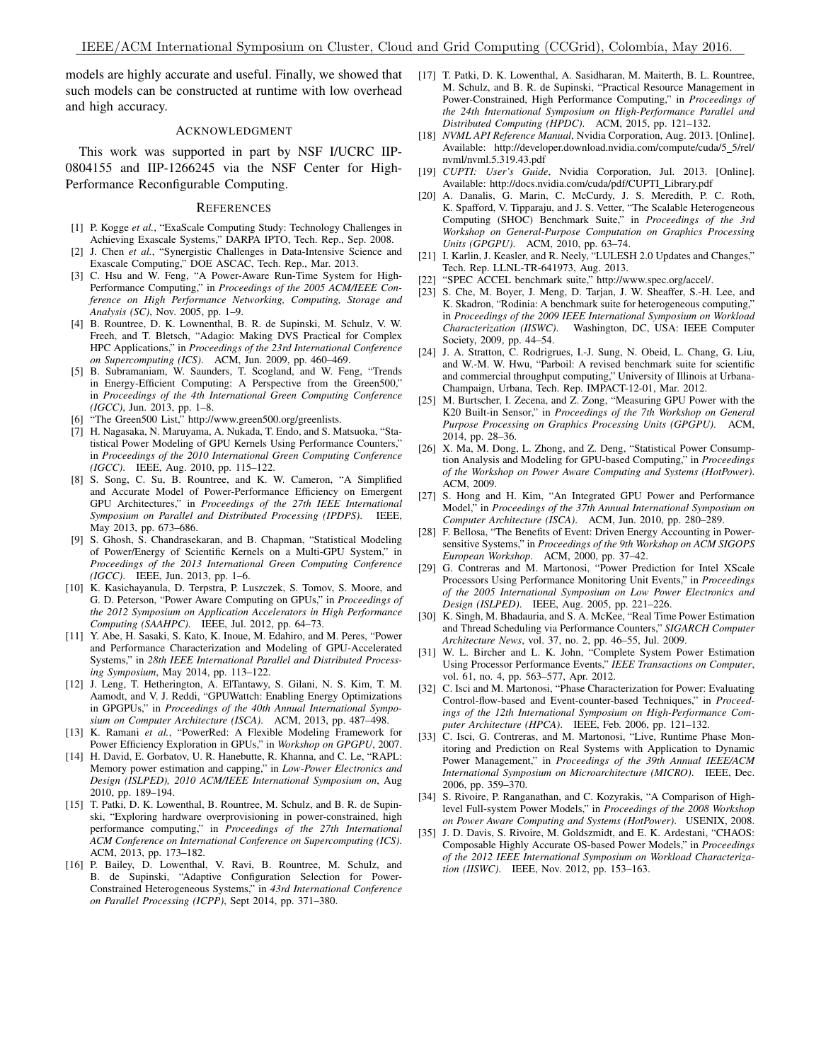models are highly accurate and useful. Finally, we showed that such models can be constructed at runtime with low overhead and high accuracy.

## Acknowledgment

This work was supported in part by NSF I/UCRC IIP-0804155 and IIP-1266245 via the NSF Center for High-Performance Reconfigurable Computing.

## References

[1] P. Kogge *et al.*, "ExaScale Computing Study: Technology Challenges in Achieving Exascale Systems," DARPA IPTO, Tech. Rep., Sep. 2008.

[2] J. Chen *et al.*, "Synergistic Challenges in Data-Intensive Science and Exascale Computing," DOE ASCAC, Tech. Rep., Mar. 2013.

[3] C. Hsu and W. Feng, "A Power-Aware Run-Time System for High-Performance Computing," in *Proceedings of the 2005 ACM/IEEE Conference on High Performance Networking, Computing, Storage and Analysis (SC)*, Nov. 2005, pp. 1–9.

[4] B. Rountree, D. K. Lownenthal, B. R. de Supinski, M. Schulz, V. W. Freeh, and T. Bletsch, "Adagio: Making DVS Practical for Complex HPC Applications," in *Proceedings of the 23rd International Conference on Supercomputing (ICS)*. ACM, Jun. 2009, pp. 460–469.

[5] B. Subramaniam, W. Saunders, T. Scogland, and W. Feng, "Trends in Energy-Efficient Computing: A Perspective from the Green500," in *Proceedings of the 4th International Green Computing Conference (IGCC)*, Jun. 2013, pp. 1–8.

[6] "The Green500 List," http://www.green500.org/greenlists.

[7] H. Nagasaka, N. Maruyama, A. Nukada, T. Endo, and S. Matsuoka, "Statistical Power Modeling of GPU Kernels Using Performance Counters," in *Proceedings of the 2010 International Green Computing Conference (IGCC)*. IEEE, Aug. 2010, pp. 115–122.

[8] S. Song, C. Su, B. Rountree, and K. W. Cameron, "A Simplified and Accurate Model of Power-Performance Efficiency on Emergent GPU Architectures," in *Proceedings of the 27th IEEE International Symposium on Parallel and Distributed Processing (IPDPS)*. IEEE, May 2013, pp. 673–686.

[9] S. Ghosh, S. Chandrasekaran, and B. Chapman, "Statistical Modeling of Power/Energy of Scientific Kernels on a Multi-GPU System," in *Proceedings of the 2013 International Green Computing Conference (IGCC)*. IEEE, Jun. 2013, pp. 1–6.

[10] K. Kasichayanula, D. Terpstra, P. Luszczek, S. Tomov, S. Moore, and G. D. Peterson, "Power Aware Computing on GPUs," in *Proceedings of the 2012 Symposium on Application Accelerators in High Performance Computing (SAAHPC)*. IEEE, Jul. 2012, pp. 64–73.

[11] Y. Abe, H. Sasaki, S. Kato, K. Inoue, M. Edahiro, and M. Peres, "Power and Performance Characterization and Modeling of GPU-Accelerated Systems," in *28th IEEE International Parallel and Distributed Processing Symposium*, May 2014, pp. 113–122.

[12] J. Leng, T. Hetherington, A. ElTantawy, S. Gilani, N. S. Kim, T. M. Aamodt, and V. J. Reddi, "GPUWattch: Enabling Energy Optimizations in GPGPUs," in *Proceedings of the 40th Annual International Symposium on Computer Architecture (ISCA)*. ACM, 2013, pp. 487–498.

[13] K. Ramani *et al.*, "PowerRed: A Flexible Modeling Framework for Power Efficiency Exploration in GPUs," in *Workshop on GPGPU*, 2007.

[14] H. David, E. Gorbatov, U. R. Hanebutte, R. Khanna, and C. Le, "RAPL: Memory power estimation and capping," in *Low-Power Electronics and Design (ISLPED), 2010 ACM/IEEE International Symposium on*, Aug 2010, pp. 189–194.

[15] T. Patki, D. K. Lowenthal, B. Rountree, M. Schulz, and B. R. de Supinski, "Exploring hardware overprovisioning in power-constrained, high performance computing," in *Proceedings of the 27th International ACM Conference on International Conference on Supercomputing (ICS)*. ACM, 2013, pp. 173–182.

[16] P. Bailey, D. Lowenthal, V. Ravi, B. Rountree, M. Schulz, and B. de Supinski, "Adaptive Configuration Selection for Power-Constrained Heterogeneous Systems," in *43rd International Conference on Parallel Processing (ICPP)*, Sept 2014, pp. 371–380.

[17] T. Patki, D. K. Lowenthal, A. Sasidharan, M. Maiterth, B. L. Rountree, M. Schulz, and B. R. de Supinski, "Practical Resource Management in Power-Constrained, High Performance Computing," in *Proceedings of the 24th International Symposium on High-Performance Parallel and Distributed Computing (HPDC)*. ACM, 2015, pp. 121–132.

[18] *NVML API Reference Manual*, Nvidia Corporation, Aug. 2013. [Online]. Available: http://developer.download.nvidia.com/compute/cuda/5_5/rel/nvml/nvml.5.319.43.pdf

[19] *CUPTI: User's Guide*, Nvidia Corporation, Jul. 2013. [Online]. Available: http://docs.nvidia.com/cuda/pdf/CUPTI_Library.pdf

[20] A. Danalis, G. Marin, C. McCurdy, J. S. Meredith, P. C. Roth, K. Spafford, V. Tipparaju, and J. S. Vetter, "The Scalable Heterogeneous Computing (SHOC) Benchmark Suite," in *Proceedings of the 3rd Workshop on General-Purpose Computation on Graphics Processing Units (GPGPU)*. ACM, 2010, pp. 63–74.

[21] I. Karlin, J. Keasler, and R. Neely, "LULESH 2.0 Updates and Changes," Tech. Rep. LLNL-TR-641973, Aug. 2013.

[22] "SPEC ACCEL benchmark suite," http://www.spec.org/accel/.

[23] S. Che, M. Boyer, J. Meng, D. Tarjan, J. W. Sheaffer, S.-H. Lee, and K. Skadron, "Rodinia: A benchmark suite for heterogeneous computing," in *Proceedings of the 2009 IEEE International Symposium on Workload Characterization (IISWC)*. Washington, DC, USA: IEEE Computer Society, 2009, pp. 44–54.

[24] J. A. Stratton, C. Rodrigrues, I.-J. Sung, N. Obeid, L. Chang, G. Liu, and W.-M. W. Hwu, "Parboil: A revised benchmark suite for scientific and commercial throughput computing," University of Illinois at Urbana-Champaign, Urbana, Tech. Rep. IMPACT-12-01, Mar. 2012.

[25] M. Burtscher, I. Zecena, and Z. Zong, "Measuring GPU Power with the K20 Built-in Sensor," in *Proceedings of the 7th Workshop on General Purpose Processing on Graphics Processing Units (GPGPU)*. ACM, 2014, pp. 28–36.

[26] X. Ma, M. Dong, L. Zhong, and Z. Deng, "Statistical Power Consumption Analysis and Modeling for GPU-based Computing," in *Proceedings of the Workshop on Power Aware Computing and Systems (HotPower)*. ACM, 2009.

[27] S. Hong and H. Kim, "An Integrated GPU Power and Performance Model," in *Proceedings of the 37th Annual International Symposium on Computer Architecture (ISCA)*. ACM, Jun. 2010, pp. 280–289.

[28] F. Bellosa, "The Benefits of Event: Driven Energy Accounting in Power-sensitive Systems," in *Proceedings of the 9th Workshop on ACM SIGOPS European Workshop*. ACM, 2000, pp. 37–42.

[29] G. Contreras and M. Martonosi, "Power Prediction for Intel XScale Processors Using Performance Monitoring Unit Events," in *Proceedings of the 2005 International Symposium on Low Power Electronics and Design (ISLPED)*. IEEE, Aug. 2005, pp. 221–226.

[30] K. Singh, M. Bhadauria, and S. A. McKee, "Real Time Power Estimation and Thread Scheduling via Performance Counters," *SIGARCH Computer Architecture News*, vol. 37, no. 2, pp. 46–55, Jul. 2009.

[31] W. L. Bircher and L. K. John, "Complete System Power Estimation Using Processor Performance Events," *IEEE Transactions on Computer*, vol. 61, no. 4, pp. 563–577, Apr. 2012.

[32] C. Isci and M. Martonosi, "Phase Characterization for Power: Evaluating Control-flow-based and Event-counter-based Techniques," in *Proceedings of the 12th International Symposium on High-Performance Computer Architecture (HPCA)*. IEEE, Feb. 2006, pp. 121–132.

[33] C. Isci, G. Contreras, and M. Martonosi, "Live, Runtime Phase Monitoring and Prediction on Real Systems with Application to Dynamic Power Management," in *Proceedings of the 39th Annual IEEE/ACM International Symposium on Microarchitecture (MICRO)*. IEEE, Dec. 2006, pp. 359–370.

[34] S. Rivoire, P. Ranganathan, and C. Kozyrakis, "A Comparison of High-level Full-system Power Models," in *Proceedings of the 2008 Workshop on Power Aware Computing and Systems (HotPower)*. USENIX, 2008.

[35] J. D. Davis, S. Rivoire, M. Goldszmidt, and E. K. Ardestani, "CHAOS: Composable Highly Accurate OS-based Power Models," in *Proceedings of the 2012 IEEE International Symposium on Workload Characterization (IISWC)*. IEEE, Nov. 2012, pp. 153–163.